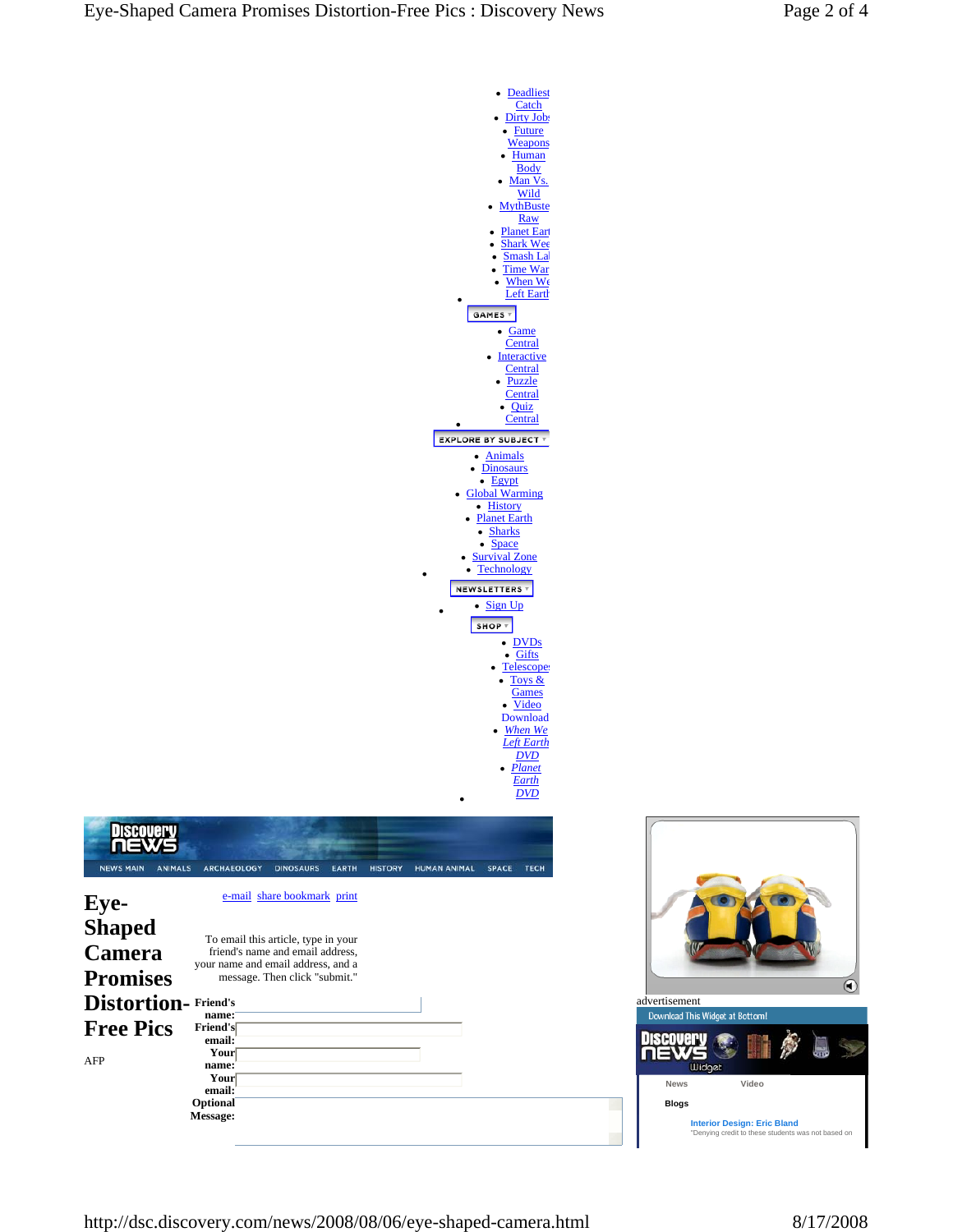- Deadliest Catch
- Dirty Jobs
- Future Weapons
- Human Body
- Man Vs. Wild
- MythBusters Raw
- Planet Earth
- Shark Week
- Smash Lab
- Time Warp
- When We Left Earth

GAMES

- Game Central
- Interactive Central
- Puzzle Central
- Quiz Central

EXPLORE BY SUBJECT

- Animals
- Dinosaurs
- Egypt
- Global Warming
- History
- Planet Earth
- Sharks
- Space
- Survival Zone
- Technology

NEWSLETTERS

- Sign Up

SHOP

- DVDs
- Gifts
- Telescopes
- Toys & Games
- Video Download
- *When We Left Earth DVD*
- *Planet Earth DVD*

Discovery News

NEWS MAIN ANIMALS ARCHAEOLOGY DINOSAURS EARTH HISTORY HUMAN ANIMAL SPACE TECH

# Eye-Shaped Camera Promises Distortion-Free Pics

AFP

e-mail share bookmark print

To email this article, type in your friend's name and email address, your name and email address, and a message. Then click "submit."

**Friend's name:**

**Friend's email:**

**Your name:**

**Your email:**

**Optional Message:**

advertisement

Download This Widget at Bottom!

Discovery News Widget

News Video

Blogs

**Interior Design: Eric Bland**

"Denying credit to these students was not based on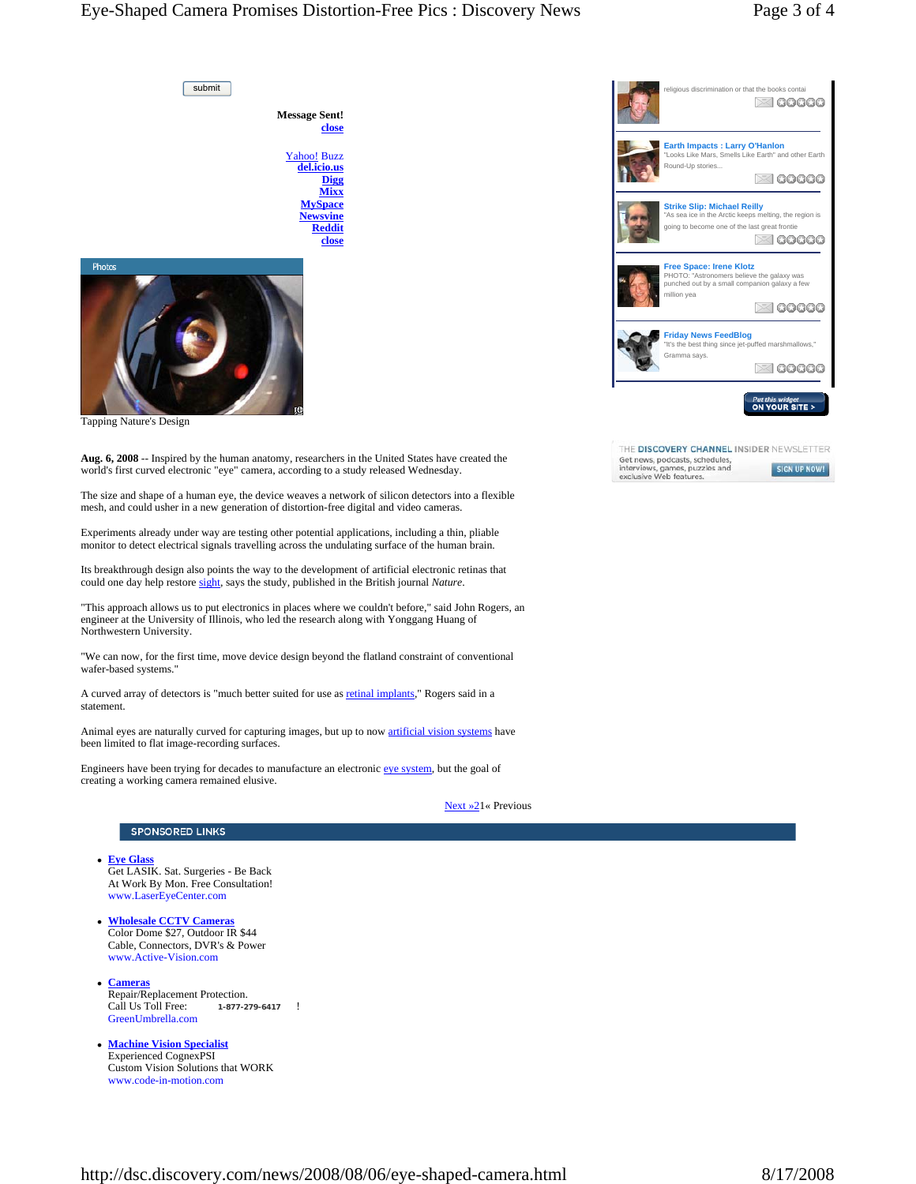submit

**Message Sent!**
close

Yahoo! Buzz
del.icio.us
Digg
Mixx
MySpace
Newsvine
Reddit
close

Photos

Tapping Nature's Design

**Aug. 6, 2008** -- Inspired by the human anatomy, researchers in the United States have created the world's first curved electronic "eye" camera, according to a study released Wednesday.

The size and shape of a human eye, the device weaves a network of silicon detectors into a flexible mesh, and could usher in a new generation of distortion-free digital and video cameras.

Experiments already under way are testing other potential applications, including a thin, pliable monitor to detect electrical signals travelling across the undulating surface of the human brain.

Its breakthrough design also points the way to the development of artificial electronic retinas that could one day help restore sight, says the study, published in the British journal *Nature*.

"This approach allows us to put electronics in places where we couldn't before," said John Rogers, an engineer at the University of Illinois, who led the research along with Yonggang Huang of Northwestern University.

"We can now, for the first time, move device design beyond the flatland constraint of conventional wafer-based systems."

A curved array of detectors is "much better suited for use as retinal implants," Rogers said in a statement.

Animal eyes are naturally curved for capturing images, but up to now artificial vision systems have been limited to flat image-recording surfaces.

Engineers have been trying for decades to manufacture an electronic eye system, but the goal of creating a working camera remained elusive.

Next »21« Previous

religious discrimination or that the books contai

**Earth Impacts : Larry O'Hanlon**
"Looks Like Mars, Smells Like Earth" and other Earth Round-Up stories...

**Strike Slip: Michael Reilly**
"As sea ice in the Arctic keeps melting, the region is going to become one of the last great frontie

**Free Space: Irene Klotz**
PHOTO: "Astronomers believe the galaxy was punched out by a small companion galaxy a few million yea

**Friday News FeedBlog**
"It's the best thing since jet-puffed marshmallows," Gramma says.

Put this widget ON YOUR SITE >

THE DISCOVERY CHANNEL INSIDER NEWSLETTER
Get news, podcasts, schedules, interviews, games, puzzles and exclusive Web features.
SIGN UP NOW!

## SPONSORED LINKS

- **Eye Glass**
  Get LASIK. Sat. Surgeries - Be Back At Work By Mon. Free Consultation!
  www.LaserEyeCenter.com
- **Wholesale CCTV Cameras**
  Color Dome $27, Outdoor IR $44 Cable, Connectors, DVR's & Power
  www.Active-Vision.com
- **Cameras**
  Repair/Replacement Protection.
  Call Us Toll Free: 1-877-279-6417 !
  GreenUmbrella.com
- **Machine Vision Specialist**
  Experienced CognexPSI
  Custom Vision Solutions that WORK
  www.code-in-motion.com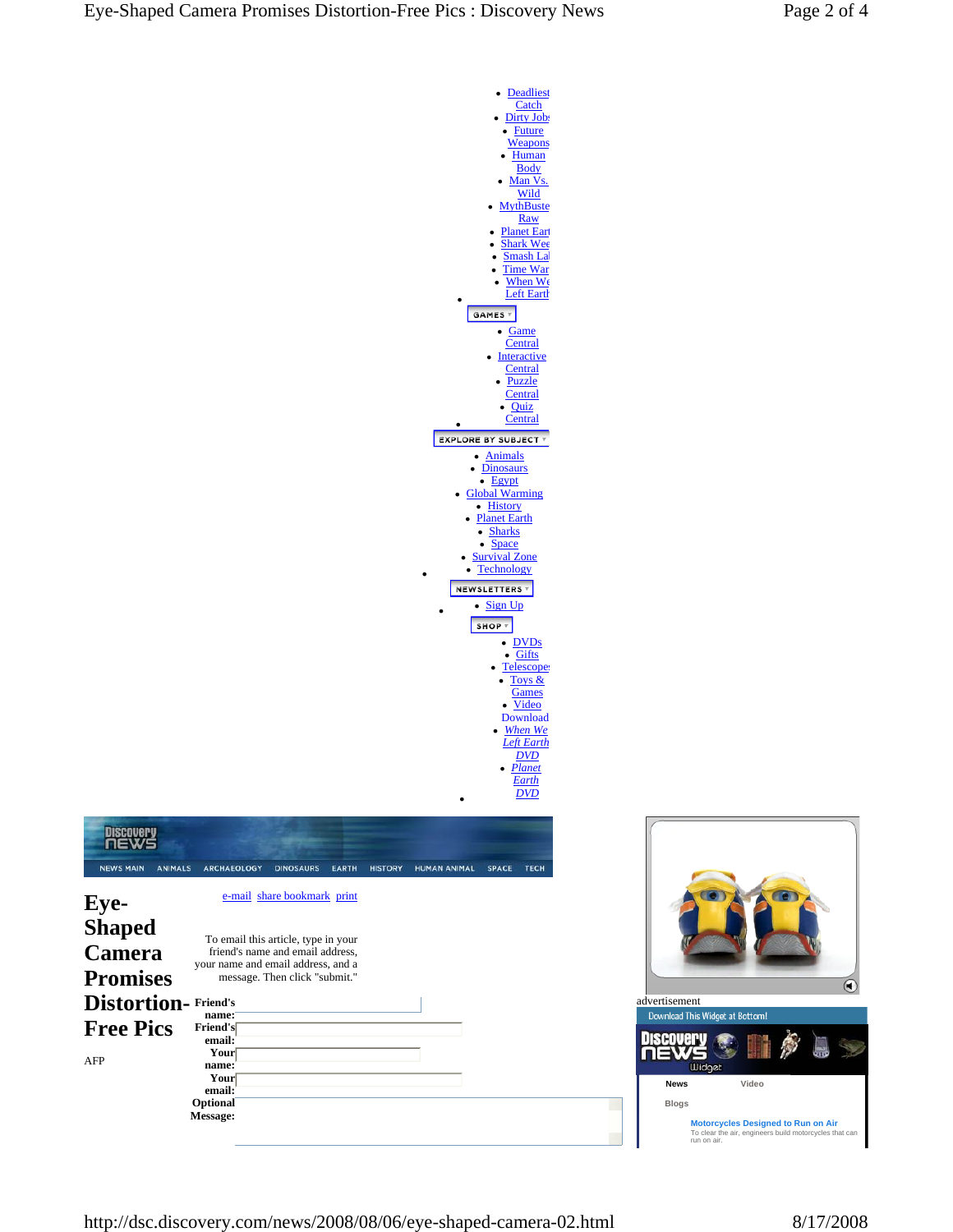- Deadliest Catch
- Dirty Jobs
- Future Weapons
- Human Body
- Man Vs. Wild
- MythBusters Raw
- Planet Earth
- Shark Week
- Smash Lab
- Time Warp
- When We Left Earth

GAMES

- Game Central
- Interactive Central
- Puzzle Central
- Quiz Central

EXPLORE BY SUBJECT

- Animals
- Dinosaurs
- Egypt
- Global Warming
- History
- Planet Earth
- Sharks
- Space
- Survival Zone
- Technology

NEWSLETTERS

- Sign Up

SHOP

- DVDs
- Gifts
- Telescopes
- Toys & Games
- Video Download
- *When We Left Earth DVD*
- *Planet Earth DVD*

NEWS MAIN | ANIMALS | ARCHAEOLOGY | DINOSAURS | EARTH | HISTORY | HUMAN ANIMAL | SPACE | TECH

# Eye-Shaped Camera Promises Distortion-Free Pics

AFP

e-mail share bookmark print

To email this article, type in your friend's name and email address, your name and email address, and a message. Then click "submit."

**Friend's name:**

**Friend's email:**

**Your name:**

**Your email:**

**Optional Message:**

advertisement

Download This Widget at Bottom!

News Video

Blogs

**Motorcycles Designed to Run on Air**

To clear the air, engineers build motorcycles that can run on air.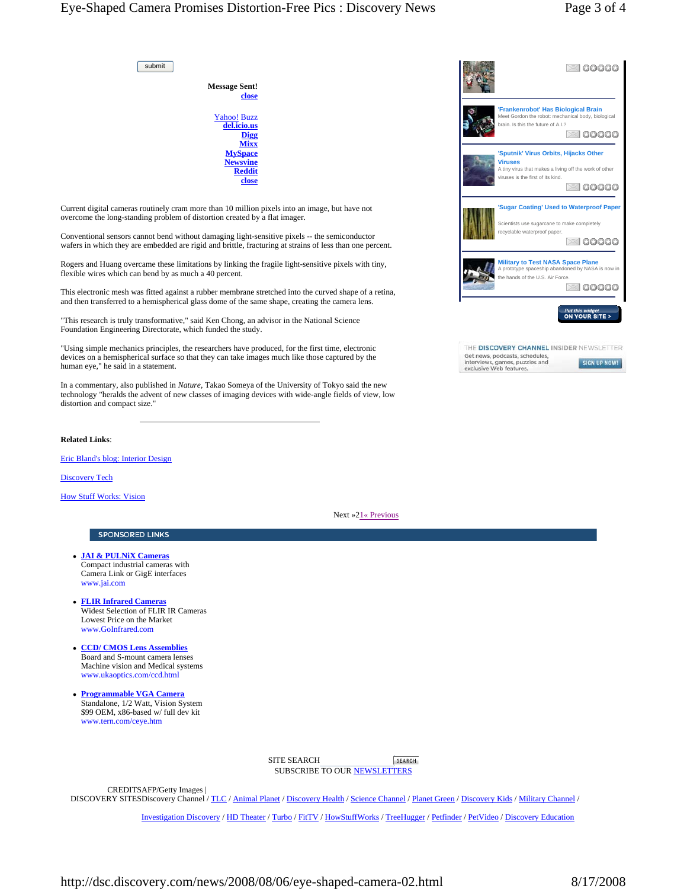submit

**Message Sent!**
close

Yahoo! Buzz
del.icio.us
Digg
Mixx
MySpace
Newsvine
Reddit
close

Current digital cameras routinely cram more than 10 million pixels into an image, but have not overcome the long-standing problem of distortion created by a flat imager.

Conventional sensors cannot bend without damaging light-sensitive pixels -- the semiconductor wafers in which they are embedded are rigid and brittle, fracturing at strains of less than one percent.

Rogers and Huang overcame these limitations by linking the fragile light-sensitive pixels with tiny, flexible wires which can bend by as much a 40 percent.

This electronic mesh was fitted against a rubber membrane stretched into the curved shape of a retina, and then transferred to a hemispherical glass dome of the same shape, creating the camera lens.

"This research is truly transformative," said Ken Chong, an advisor in the National Science Foundation Engineering Directorate, which funded the study.

"Using simple mechanics principles, the researchers have produced, for the first time, electronic devices on a hemispherical surface so that they can take images much like those captured by the human eye," he said in a statement.

In a commentary, also published in *Nature*, Takao Someya of the University of Tokyo said the new technology "heralds the advent of new classes of imaging devices with wide-angle fields of view, low distortion and compact size."

---

**Related Links**:

Eric Bland's blog: Interior Design

Discovery Tech

How Stuff Works: Vision

Next »21« Previous

'Frankenrobot' Has Biological Brain
Meet Gordon the robot: mechanical body, biological brain. Is this the future of A.I.?

'Sputnik' Virus Orbits, Hijacks Other Viruses
A tiny virus that makes a living off the work of other viruses is the first of its kind.

'Sugar Coating' Used to Waterproof Paper
Scientists use sugarcane to make completely recyclable waterproof paper.

Military to Test NASA Space Plane
A prototype spaceship abandoned by NASA is now in the hands of the U.S. Air Force.

Put this widget ON YOUR SITE >

THE DISCOVERY CHANNEL INSIDER NEWSLETTER
Get news, podcasts, schedules, interviews, games, puzzles and exclusive Web features.
SIGN UP NOW!

## SPONSORED LINKS

- **JAI & PULNiX Cameras**
  Compact industrial cameras with Camera Link or GigE interfaces
  www.jai.com
- **FLIR Infrared Cameras**
  Widest Selection of FLIR IR Cameras Lowest Price on the Market
  www.GoInfrared.com
- **CCD/ CMOS Lens Assemblies**
  Board and S-mount camera lenses Machine vision and Medical systems
  www.ukaoptics.com/ccd.html
- **Programmable VGA Camera**
  Standalone, 1/2 Watt, Vision System $99 OEM, x86-based w/ full dev kit
  www.tern.com/ceye.htm

SITE SEARCH SEARCH
SUBSCRIBE TO OUR NEWSLETTERS

CREDITSAFP/Getty Images |
DISCOVERY SITESDiscovery Channel / TLC / Animal Planet / Discovery Health / Science Channel / Planet Green / Discovery Kids / Military Channel / Investigation Discovery / HD Theater / Turbo / FitTV / HowStuffWorks / TreeHugger / Petfinder / PetVideo / Discovery Education